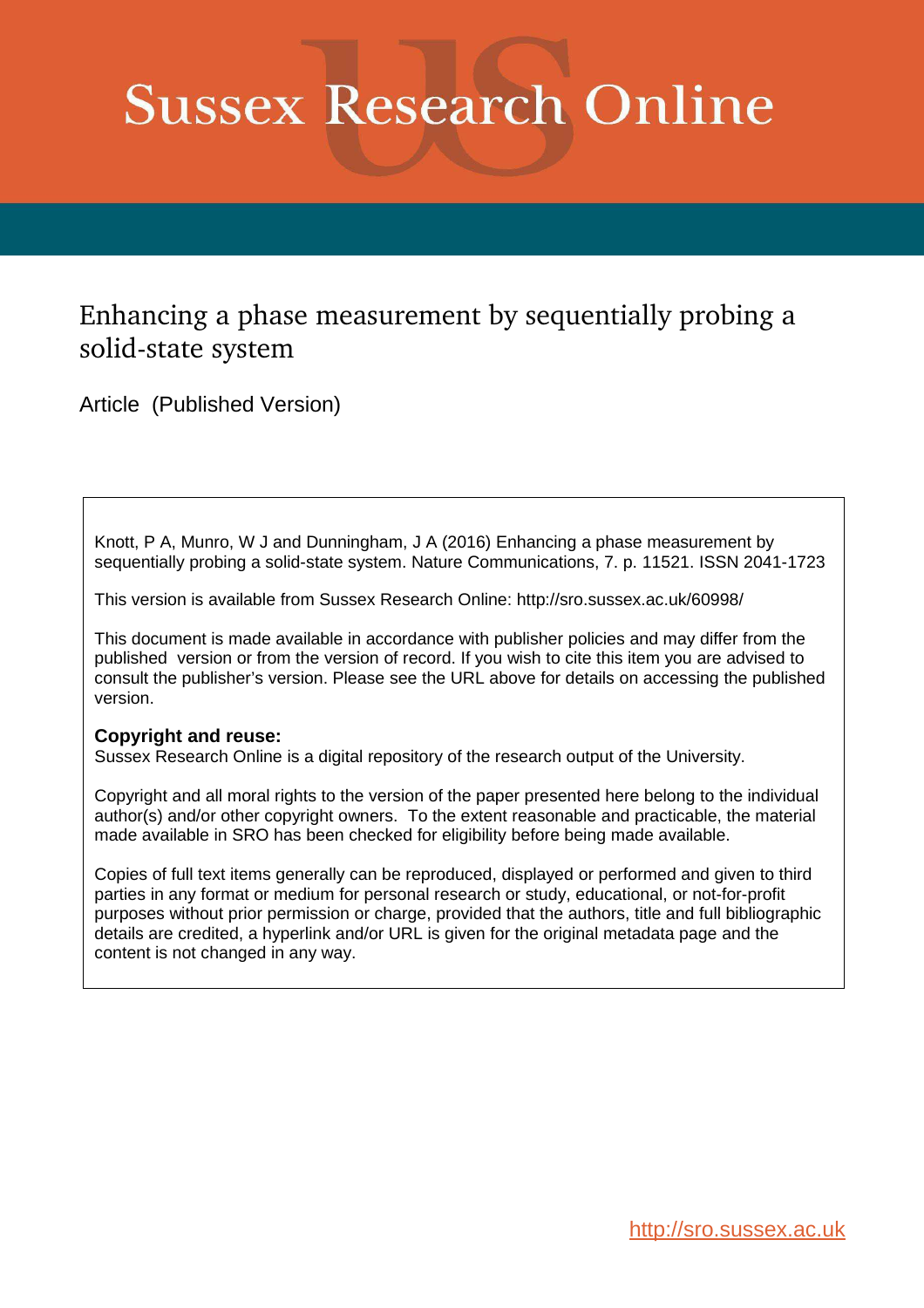# Sussex Research Online

## Enhancing a phase measurement by sequentially probing a solid-state system

Article (Published Version)

Knott, P A, Munro, W J and Dunningham, J A (2016) Enhancing a phase measurement by sequentially probing a solid-state system. Nature Communications, 7. p. 11521. ISSN 2041-1723

This version is available from Sussex Research Online: http://sro.sussex.ac.uk/60998/

This document is made available in accordance with publisher policies and may differ from the published version or from the version of record. If you wish to cite this item you are advised to consult the publisher's version. Please see the URL above for details on accessing the published version.

**Copyright and reuse:**
Sussex Research Online is a digital repository of the research output of the University.

Copyright and all moral rights to the version of the paper presented here belong to the individual author(s) and/or other copyright owners. To the extent reasonable and practicable, the material made available in SRO has been checked for eligibility before being made available.

Copies of full text items generally can be reproduced, displayed or performed and given to third parties in any format or medium for personal research or study, educational, or not-for-profit purposes without prior permission or charge, provided that the authors, title and full bibliographic details are credited, a hyperlink and/or URL is given for the original metadata page and the content is not changed in any way.

http://sro.sussex.ac.uk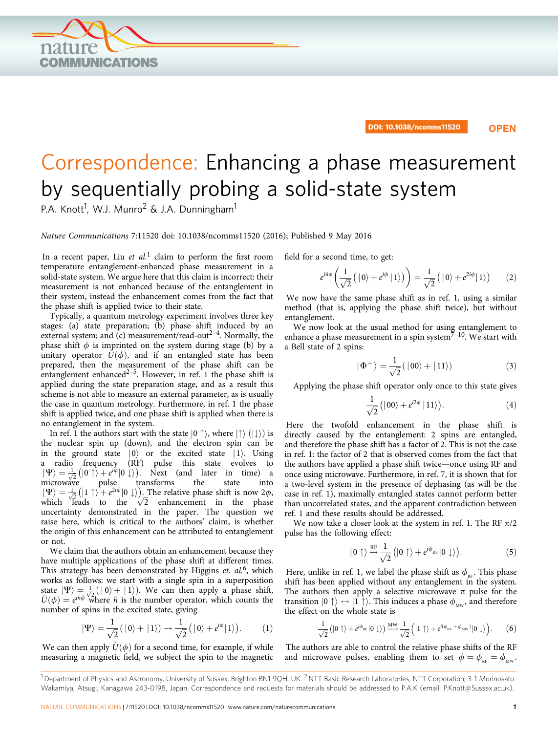# Correspondence: Enhancing a phase measurement by sequentially probing a solid-state system

P.A. Knott[1], W.J. Munro[2] & J.A. Dunningham[1]

*Nature Communications* 7:11520 doi: 10.1038/ncomms11520 (2016); Published 9 May 2016

In a recent paper, Liu *et al.*[1] claim to perform the first room temperature entanglement-enhanced phase measurement in a solid-state system. We argue here that this claim is incorrect: their measurement is not enhanced because of the entanglement in their system, instead the enhancement comes from the fact that the phase shift is applied twice to their state.

Typically, a quantum metrology experiment involves three key stages: (a) state preparation; (b) phase shift induced by an external system; and (c) measurement/read-out[2–4]. Normally, the phase shift $\phi$ is imprinted on the system during stage (b) by a unitary operator $\hat{U}(\phi)$, and if an entangled state has been prepared, then the measurement of the phase shift can be entanglement enhanced[2–5]. However, in ref. 1 the phase shift is applied during the state preparation stage, and as a result this scheme is not able to measure an external parameter, as is usually the case in quantum metrology. Furthermore, in ref. 1 the phase shift is applied twice, and one phase shift is applied when there is no entanglement in the system.

In ref. 1 the authors start with the state $|0\uparrow\rangle$, where $|\uparrow\rangle$ ($|\downarrow\rangle$) is the nuclear spin up (down), and the electron spin can be in the ground state $|0\rangle$ or the excited state $|1\rangle$. Using a radio frequency (RF) pulse this state evolves to $|\Psi\rangle = \frac{1}{\sqrt{2}}\left(|0\uparrow\rangle + e^{i\phi}|0\downarrow\rangle\right)$. Next (and later in time) a microwave pulse transforms the state into $|\Psi\rangle = \frac{1}{\sqrt{2}}\left(|1\uparrow\rangle + e^{2i\phi}|0\downarrow\rangle\right)$. The relative phase shift is now $2\phi$, which leads to the $\sqrt{2}$ enhancement in the phase uncertainty demonstrated in the paper. The question we raise here, which is critical to the authors' claim, is whether the origin of this enhancement can be attributed to entanglement or not.

We claim that the authors obtain an enhancement because they have multiple applications of the phase shift at different times. This strategy has been demonstrated by Higgins *et. al.*[6], which works as follows: we start with a single spin in a superposition state $|\Psi\rangle = \frac{1}{\sqrt{2}}(|0\rangle + |1\rangle)$. We can then apply a phase shift, $\hat{U}(\phi) = e^{i\hat{n}\phi}$ where $\hat{n}$ is the number operator, which counts the number of spins in the excited state, giving

$$|\Psi\rangle = \frac{1}{\sqrt{2}}\left(|0\rangle + |1\rangle\right) \rightarrow \frac{1}{\sqrt{2}}\left(|0\rangle + e^{i\phi}|1\rangle\right). \tag{1}$$

We can then apply $\hat{U}(\phi)$ for a second time, for example, if while measuring a magnetic field, we subject the spin to the magnetic field for a second time, to get:

$$e^{i\hat{n}\phi}\left(\frac{1}{\sqrt{2}}\left(|0\rangle + e^{i\phi}|1\rangle\right)\right) = \frac{1}{\sqrt{2}}\left(|0\rangle + e^{2i\phi}|1\rangle\right) \tag{2}$$

We now have the same phase shift as in ref. 1, using a similar method (that is, applying the phase shift twice), but without entanglement.

We now look at the usual method for using entanglement to enhance a phase measurement in a spin system[7–10]. We start with a Bell state of 2 spins:

$$|\Phi^+\rangle = \frac{1}{\sqrt{2}}\left(|00\rangle + |11\rangle\right) \tag{3}$$

Applying the phase shift operator only once to this state gives

$$\frac{1}{\sqrt{2}}\left(|00\rangle + e^{i2\phi}|11\rangle\right). \tag{4}$$

Here the twofold enhancement in the phase shift is directly caused by the entanglement: 2 spins are entangled, and therefore the phase shift has a factor of 2. This is not the case in ref. 1: the factor of 2 that is observed comes from the fact that the authors have applied a phase shift twice—once using RF and once using microwave. Furthermore, in ref. 7, it is shown that for a two-level system in the presence of dephasing (as will be the case in ref. 1), maximally entangled states cannot perform better than uncorrelated states, and the apparent contradiction between ref. 1 and these results should be addressed.

We now take a closer look at the system in ref. 1. The RF $\pi/2$ pulse has the following effect:

$$|0\uparrow\rangle \xrightarrow{\text{RF}} \frac{1}{\sqrt{2}}\left(|0\uparrow\rangle + e^{i\phi_{\text{RF}}}|0\downarrow\rangle\right). \tag{5}$$

Here, unlike in ref. 1, we label the phase shift as $\phi_{\text{RF}}$. This phase shift has been applied without any entanglement in the system. The authors then apply a selective microwave $\pi$ pulse for the transition $|0\uparrow\rangle \leftrightarrow |1\uparrow\rangle$. This induces a phase $\phi_{\text{MW}}$, and therefore the effect on the whole state is

$$\frac{1}{\sqrt{2}}\left(|0\uparrow\rangle + e^{i\phi_{\text{RF}}}|0\downarrow\rangle\right) \xrightarrow{\text{MW}} \frac{1}{\sqrt{2}}\left(|1\uparrow\rangle + e^{i(\phi_{\text{RF}}+\phi_{\text{MW}})}|0\downarrow\rangle\right). \tag{6}$$

The authors are able to control the relative phase shifts of the RF and microwave pulses, enabling them to set $\phi = \phi_{\text{RF}} = \phi_{\text{MW}}$.

---

[1] Department of Physics and Astronomy, University of Sussex, Brighton BN1 9QH, UK. [2] NTT Basic Research Laboratories, NTT Corporation, 3-1 Morinosato-Wakamiya, Atsugi, Kanagawa 243-0198, Japan. Correspondence and requests for materials should be addressed to P.A.K (email: P.Knott@Sussex.ac.uk).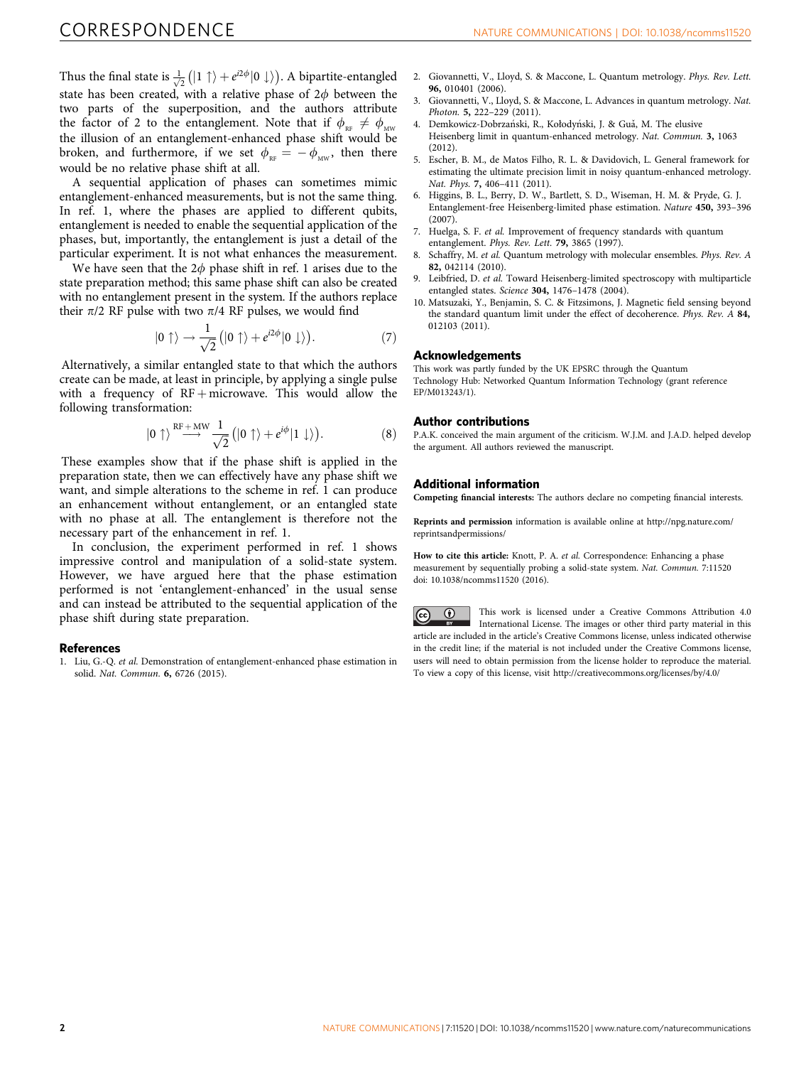Thus the final state is $\frac{1}{\sqrt{2}}\left(|1\uparrow\rangle + e^{i2\phi}|0\downarrow\rangle\right)$. A bipartite-entangled state has been created, with a relative phase of $2\phi$ between the two parts of the superposition, and the authors attribute the factor of 2 to the entanglement. Note that if $\phi_{\mathrm{RF}} \neq \phi_{\mathrm{MW}}$ the illusion of an entanglement-enhanced phase shift would be broken, and furthermore, if we set $\phi_{\mathrm{RF}} = -\phi_{\mathrm{MW}}$, then there would be no relative phase shift at all.

A sequential application of phases can sometimes mimic entanglement-enhanced measurements, but is not the same thing. In ref. 1, where the phases are applied to different qubits, entanglement is needed to enable the sequential application of the phases, but, importantly, the entanglement is just a detail of the particular experiment. It is not what enhances the measurement.

We have seen that the $2\phi$ phase shift in ref. 1 arises due to the state preparation method; this same phase shift can also be created with no entanglement present in the system. If the authors replace their $\pi/2$ RF pulse with two $\pi/4$ RF pulses, we would find

$$|0\uparrow\rangle \rightarrow \frac{1}{\sqrt{2}}\left(|0\uparrow\rangle + e^{i2\phi}|0\downarrow\rangle\right). \tag{7}$$

Alternatively, a similar entangled state to that which the authors create can be made, at least in principle, by applying a single pulse with a frequency of RF + microwave. This would allow the following transformation:

$$|0\uparrow\rangle \overset{\mathrm{RF+MW}}{\longrightarrow} \frac{1}{\sqrt{2}}\left(|0\uparrow\rangle + e^{i\phi}|1\downarrow\rangle\right). \tag{8}$$

These examples show that if the phase shift is applied in the preparation state, then we can effectively have any phase shift we want, and simple alterations to the scheme in ref. 1 can produce an enhancement without entanglement, or an entangled state with no phase at all. The entanglement is therefore not the necessary part of the enhancement in ref. 1.

In conclusion, the experiment performed in ref. 1 shows impressive control and manipulation of a solid-state system. However, we have argued here that the phase estimation performed is not 'entanglement-enhanced' in the usual sense and can instead be attributed to the sequential application of the phase shift during state preparation.

## References

1. Liu, G.-Q. *et al.* Demonstration of entanglement-enhanced phase estimation in solid. *Nat. Commun.* **6,** 6726 (2015).
2. Giovannetti, V., Lloyd, S. & Maccone, L. Quantum metrology. *Phys. Rev. Lett.* **96,** 010401 (2006).
3. Giovannetti, V., Lloyd, S. & Maccone, L. Advances in quantum metrology. *Nat. Photon.* **5,** 222–229 (2011).
4. Demkowicz-Dobrzański, R., Kołodyński, J. & Guă, M. The elusive Heisenberg limit in quantum-enhanced metrology. *Nat. Commun.* **3,** 1063 (2012).
5. Escher, B. M., de Matos Filho, R. L. & Davidovich, L. General framework for estimating the ultimate precision limit in noisy quantum-enhanced metrology. *Nat. Phys.* **7,** 406–411 (2011).
6. Higgins, B. L., Berry, D. W., Bartlett, S. D., Wiseman, H. M. & Pryde, G. J. Entanglement-free Heisenberg-limited phase estimation. *Nature* **450,** 393–396 (2007).
7. Huelga, S. F. *et al.* Improvement of frequency standards with quantum entanglement. *Phys. Rev. Lett.* **79,** 3865 (1997).
8. Schaffry, M. *et al.* Quantum metrology with molecular ensembles. *Phys. Rev. A* **82,** 042114 (2010).
9. Leibfried, D. *et al.* Toward Heisenberg-limited spectroscopy with multiparticle entangled states. *Science* **304,** 1476–1478 (2004).
10. Matsuzaki, Y., Benjamin, S. C. & Fitzsimons, J. Magnetic field sensing beyond the standard quantum limit under the effect of decoherence. *Phys. Rev. A* **84,** 012103 (2011).

## Acknowledgements

This work was partly funded by the UK EPSRC through the Quantum Technology Hub: Networked Quantum Information Technology (grant reference EP/M013243/1).

## Author contributions

P.A.K. conceived the main argument of the criticism. W.J.M. and J.A.D. helped develop the argument. All authors reviewed the manuscript.

## Additional information

**Competing financial interests:** The authors declare no competing financial interests.

**Reprints and permission** information is available online at http://npg.nature.com/reprintsandpermissions/

**How to cite this article:** Knott, P. A. *et al.* Correspondence: Enhancing a phase measurement by sequentially probing a solid-state system. *Nat. Commun.* 7:11520 doi: 10.1038/ncomms11520 (2016).

This work is licensed under a Creative Commons Attribution 4.0 International License. The images or other third party material in this article are included in the article's Creative Commons license, unless indicated otherwise in the credit line; if the material is not included under the Creative Commons license, users will need to obtain permission from the license holder to reproduce the material. To view a copy of this license, visit http://creativecommons.org/licenses/by/4.0/